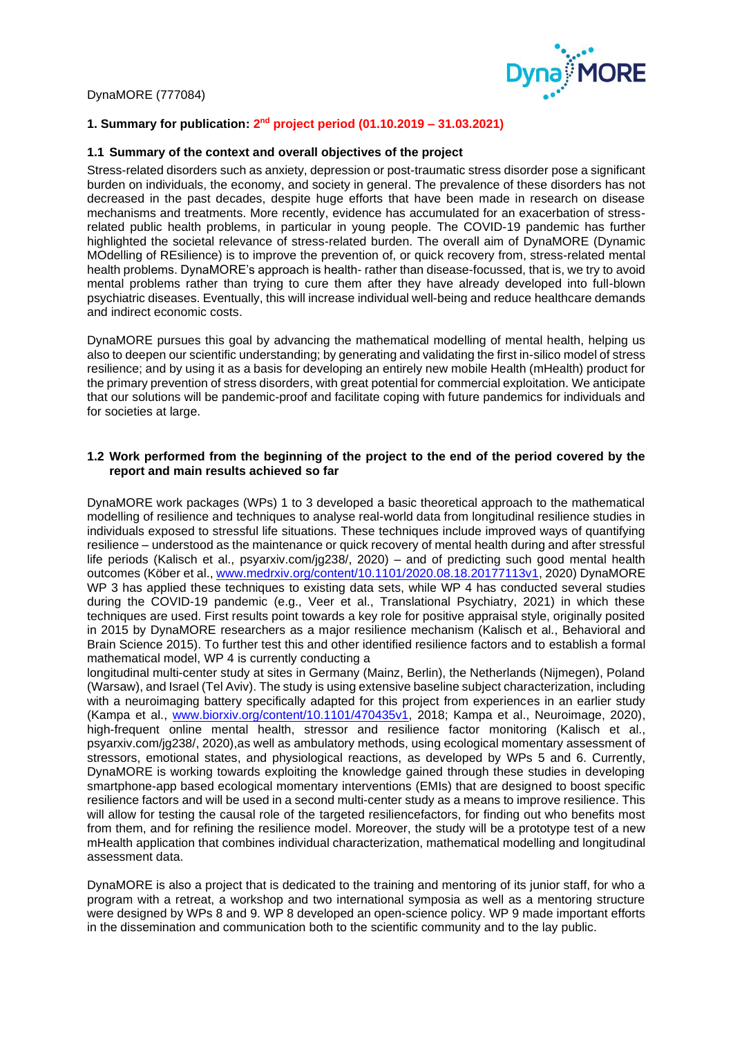DynaMORE (777084)

## 1. Summary for publication: 2nd project period (01.10.2019 – 31.03.2021)

### 1.1 Summary of the context and overall objectives of the project

Stress-related disorders such as anxiety, depression or post-traumatic stress disorder pose a significant burden on individuals, the economy, and society in general. The prevalence of these disorders has not decreased in the past decades, despite huge efforts that have been made in research on disease mechanisms and treatments. More recently, evidence has accumulated for an exacerbation of stress-related public health problems, in particular in young people. The COVID-19 pandemic has further highlighted the societal relevance of stress-related burden. The overall aim of DynaMORE (Dynamic MOdelling of REsilience) is to improve the prevention of, or quick recovery from, stress-related mental health problems. DynaMORE's approach is health- rather than disease-focussed, that is, we try to avoid mental problems rather than trying to cure them after they have already developed into full-blown psychiatric diseases. Eventually, this will increase individual well-being and reduce healthcare demands and indirect economic costs.

DynaMORE pursues this goal by advancing the mathematical modelling of mental health, helping us also to deepen our scientific understanding; by generating and validating the first in-silico model of stress resilience; and by using it as a basis for developing an entirely new mobile Health (mHealth) product for the primary prevention of stress disorders, with great potential for commercial exploitation. We anticipate that our solutions will be pandemic-proof and facilitate coping with future pandemics for individuals and for societies at large.

### 1.2 Work performed from the beginning of the project to the end of the period covered by the report and main results achieved so far

DynaMORE work packages (WPs) 1 to 3 developed a basic theoretical approach to the mathematical modelling of resilience and techniques to analyse real-world data from longitudinal resilience studies in individuals exposed to stressful life situations. These techniques include improved ways of quantifying resilience – understood as the maintenance or quick recovery of mental health during and after stressful life periods (Kalisch et al., psyarxiv.com/jg238/, 2020) – and of predicting such good mental health outcomes (Köber et al., www.medrxiv.org/content/10.1101/2020.08.18.20177113v1, 2020) DynaMORE WP 3 has applied these techniques to existing data sets, while WP 4 has conducted several studies during the COVID-19 pandemic (e.g., Veer et al., Translational Psychiatry, 2021) in which these techniques are used. First results point towards a key role for positive appraisal style, originally posited in 2015 by DynaMORE researchers as a major resilience mechanism (Kalisch et al., Behavioral and Brain Science 2015). To further test this and other identified resilience factors and to establish a formal mathematical model, WP 4 is currently conducting a longitudinal multi-center study at sites in Germany (Mainz, Berlin), the Netherlands (Nijmegen), Poland (Warsaw), and Israel (Tel Aviv). The study is using extensive baseline subject characterization, including with a neuroimaging battery specifically adapted for this project from experiences in an earlier study (Kampa et al., www.biorxiv.org/content/10.1101/470435v1, 2018; Kampa et al., Neuroimage, 2020), high-frequent online mental health, stressor and resilience factor monitoring (Kalisch et al., psyarxiv.com/jg238/, 2020),as well as ambulatory methods, using ecological momentary assessment of stressors, emotional states, and physiological reactions, as developed by WPs 5 and 6. Currently, DynaMORE is working towards exploiting the knowledge gained through these studies in developing smartphone-app based ecological momentary interventions (EMIs) that are designed to boost specific resilience factors and will be used in a second multi-center study as a means to improve resilience. This will allow for testing the causal role of the targeted resiliencefactors, for finding out who benefits most from them, and for refining the resilience model. Moreover, the study will be a prototype test of a new mHealth application that combines individual characterization, mathematical modelling and longitudinal assessment data.

DynaMORE is also a project that is dedicated to the training and mentoring of its junior staff, for who a program with a retreat, a workshop and two international symposia as well as a mentoring structure were designed by WPs 8 and 9. WP 8 developed an open-science policy. WP 9 made important efforts in the dissemination and communication both to the scientific community and to the lay public.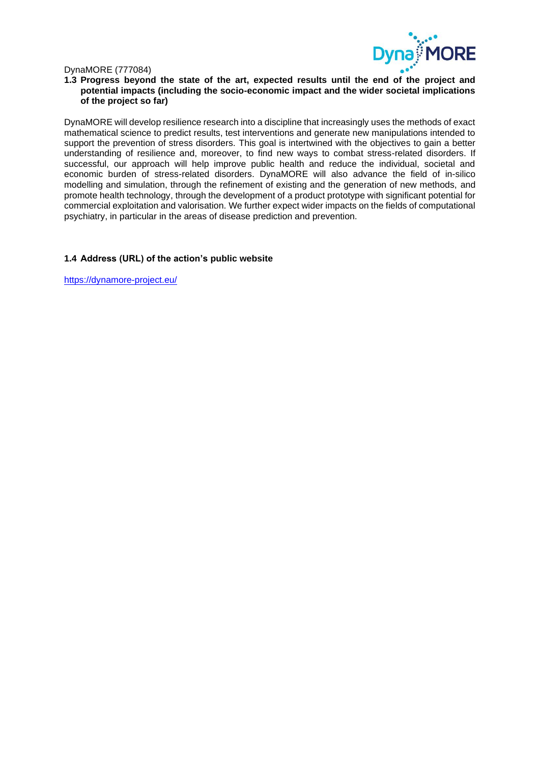### 1.3 Progress beyond the state of the art, expected results until the end of the project and potential impacts (including the socio-economic impact and the wider societal implications of the project so far)

DynaMORE will develop resilience research into a discipline that increasingly uses the methods of exact mathematical science to predict results, test interventions and generate new manipulations intended to support the prevention of stress disorders. This goal is intertwined with the objectives to gain a better understanding of resilience and, moreover, to find new ways to combat stress-related disorders. If successful, our approach will help improve public health and reduce the individual, societal and economic burden of stress-related disorders. DynaMORE will also advance the field of in-silico modelling and simulation, through the refinement of existing and the generation of new methods, and promote health technology, through the development of a product prototype with significant potential for commercial exploitation and valorisation. We further expect wider impacts on the fields of computational psychiatry, in particular in the areas of disease prediction and prevention.

### 1.4 Address (URL) of the action's public website

https://dynamore-project.eu/